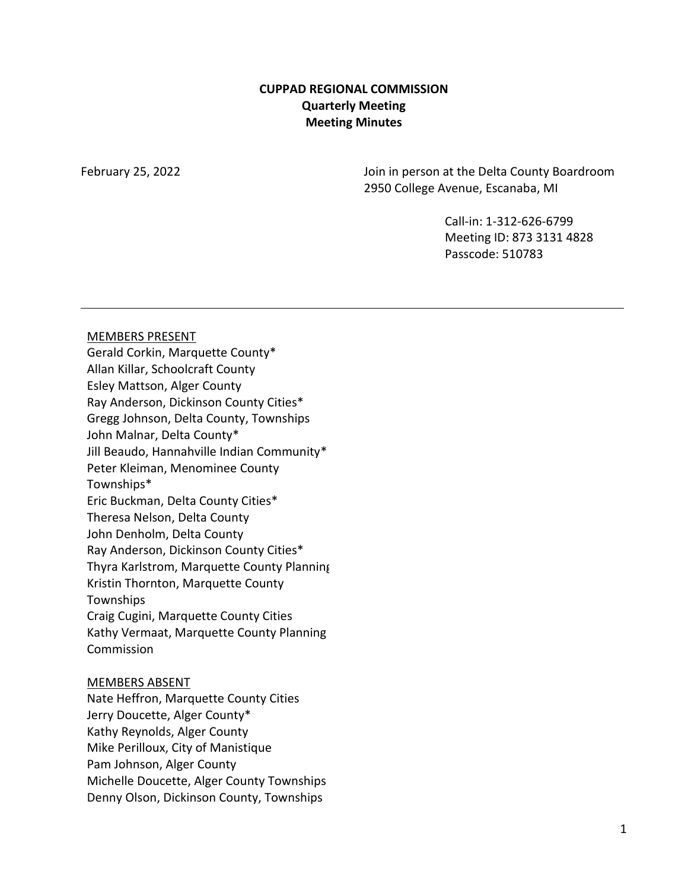**CUPPAD REGIONAL COMMISSION**
**Quarterly Meeting**
**Meeting Minutes**

February 25, 2022

Join in person at the Delta County Boardroom
2950 College Avenue, Escanaba, MI

Call-in: 1-312-626-6799
Meeting ID: 873 3131 4828
Passcode: 510783

---

MEMBERS PRESENT

Gerald Corkin, Marquette County*
Allan Killar, Schoolcraft County
Esley Mattson, Alger County
Ray Anderson, Dickinson County Cities*
Gregg Johnson, Delta County, Townships
John Malnar, Delta County*
Jill Beaudo, Hannahville Indian Community*
Peter Kleiman, Menominee County Townships*
Eric Buckman, Delta County Cities*
Theresa Nelson, Delta County
John Denholm, Delta County
Ray Anderson, Dickinson County Cities*
Thyra Karlstrom, Marquette County Planning
Kristin Thornton, Marquette County Townships
Craig Cugini, Marquette County Cities
Kathy Vermaat, Marquette County Planning Commission

MEMBERS ABSENT

Nate Heffron, Marquette County Cities
Jerry Doucette, Alger County*
Kathy Reynolds, Alger County
Mike Perilloux, City of Manistique
Pam Johnson, Alger County
Michelle Doucette, Alger County Townships
Denny Olson, Dickinson County, Townships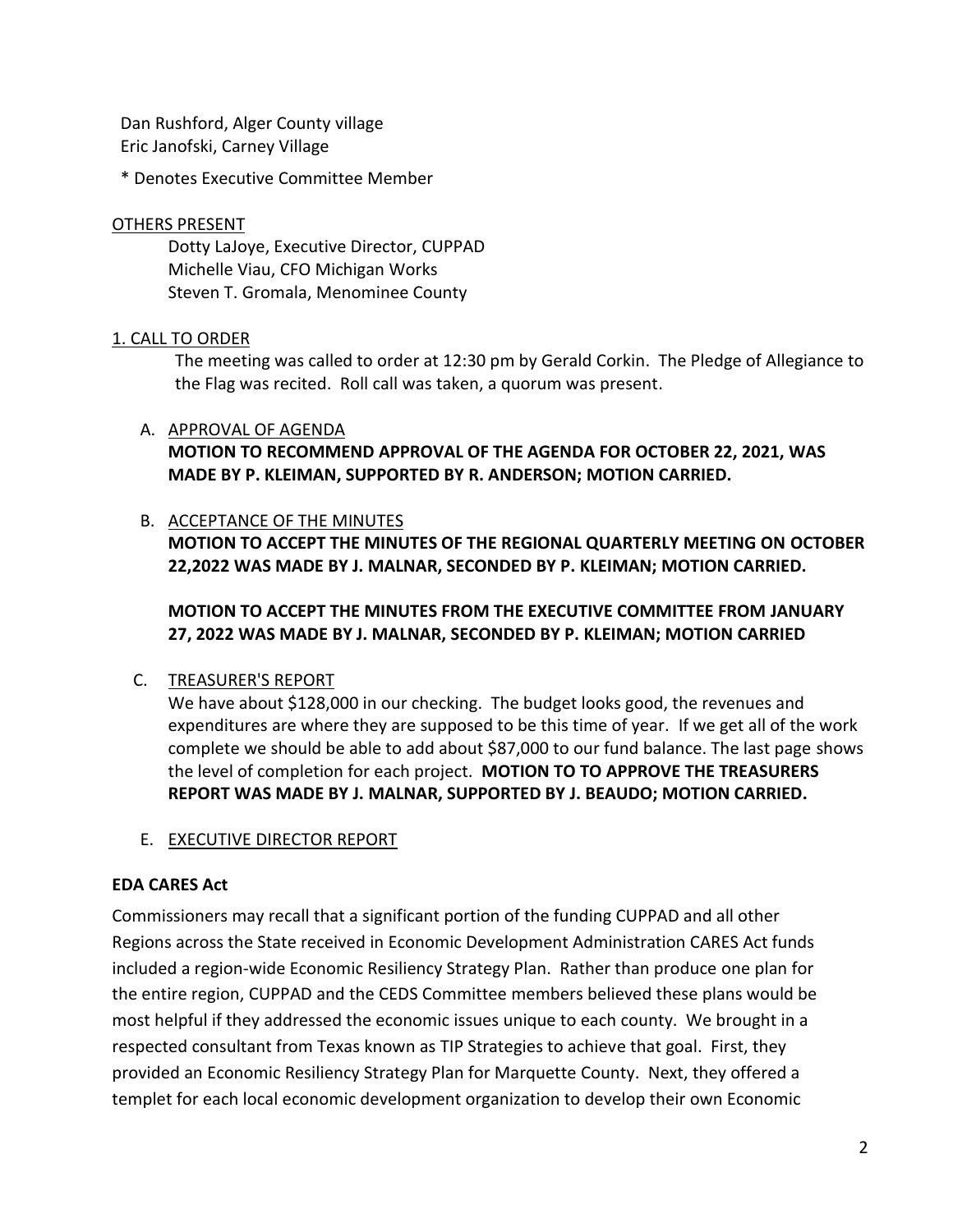Dan Rushford, Alger County village
Eric Janofski, Carney Village

* Denotes Executive Committee Member

OTHERS PRESENT

Dotty LaJoye, Executive Director, CUPPAD
Michelle Viau, CFO Michigan Works
Steven T. Gromala, Menominee County

1. CALL TO ORDER

The meeting was called to order at 12:30 pm by Gerald Corkin. The Pledge of Allegiance to the Flag was recited. Roll call was taken, a quorum was present.

A. APPROVAL OF AGENDA

**MOTION TO RECOMMEND APPROVAL OF THE AGENDA FOR OCTOBER 22, 2021, WAS MADE BY P. KLEIMAN, SUPPORTED BY R. ANDERSON; MOTION CARRIED.**

B. ACCEPTANCE OF THE MINUTES

**MOTION TO ACCEPT THE MINUTES OF THE REGIONAL QUARTERLY MEETING ON OCTOBER 22,2022 WAS MADE BY J. MALNAR, SECONDED BY P. KLEIMAN; MOTION CARRIED.**

**MOTION TO ACCEPT THE MINUTES FROM THE EXECUTIVE COMMITTEE FROM JANUARY 27, 2022 WAS MADE BY J. MALNAR, SECONDED BY P. KLEIMAN; MOTION CARRIED**

C. TREASURER'S REPORT

We have about $128,000 in our checking. The budget looks good, the revenues and expenditures are where they are supposed to be this time of year. If we get all of the work complete we should be able to add about $87,000 to our fund balance. The last page shows the level of completion for each project. **MOTION TO TO APPROVE THE TREASURERS REPORT WAS MADE BY J. MALNAR, SUPPORTED BY J. BEAUDO; MOTION CARRIED.**

E. EXECUTIVE DIRECTOR REPORT

**EDA CARES Act**

Commissioners may recall that a significant portion of the funding CUPPAD and all other Regions across the State received in Economic Development Administration CARES Act funds included a region-wide Economic Resiliency Strategy Plan. Rather than produce one plan for the entire region, CUPPAD and the CEDS Committee members believed these plans would be most helpful if they addressed the economic issues unique to each county. We brought in a respected consultant from Texas known as TIP Strategies to achieve that goal. First, they provided an Economic Resiliency Strategy Plan for Marquette County. Next, they offered a templet for each local economic development organization to develop their own Economic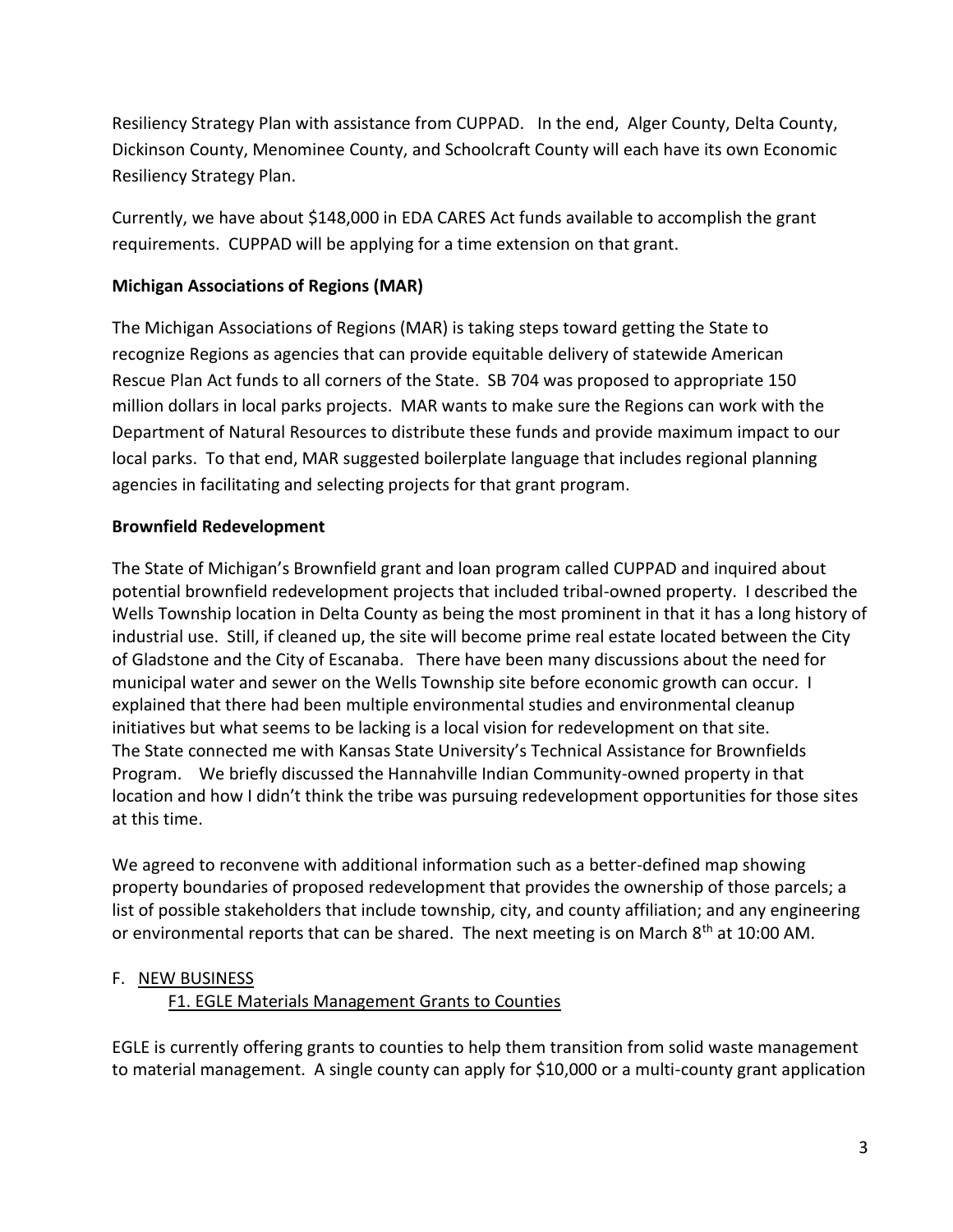Resiliency Strategy Plan with assistance from CUPPAD. In the end, Alger County, Delta County, Dickinson County, Menominee County, and Schoolcraft County will each have its own Economic Resiliency Strategy Plan.

Currently, we have about $148,000 in EDA CARES Act funds available to accomplish the grant requirements. CUPPAD will be applying for a time extension on that grant.

**Michigan Associations of Regions (MAR)**

The Michigan Associations of Regions (MAR) is taking steps toward getting the State to recognize Regions as agencies that can provide equitable delivery of statewide American Rescue Plan Act funds to all corners of the State. SB 704 was proposed to appropriate 150 million dollars in local parks projects. MAR wants to make sure the Regions can work with the Department of Natural Resources to distribute these funds and provide maximum impact to our local parks. To that end, MAR suggested boilerplate language that includes regional planning agencies in facilitating and selecting projects for that grant program.

**Brownfield Redevelopment**

The State of Michigan's Brownfield grant and loan program called CUPPAD and inquired about potential brownfield redevelopment projects that included tribal-owned property. I described the Wells Township location in Delta County as being the most prominent in that it has a long history of industrial use. Still, if cleaned up, the site will become prime real estate located between the City of Gladstone and the City of Escanaba. There have been many discussions about the need for municipal water and sewer on the Wells Township site before economic growth can occur. I explained that there had been multiple environmental studies and environmental cleanup initiatives but what seems to be lacking is a local vision for redevelopment on that site. The State connected me with Kansas State University's Technical Assistance for Brownfields Program. We briefly discussed the Hannahville Indian Community-owned property in that location and how I didn't think the tribe was pursuing redevelopment opportunities for those sites at this time.

We agreed to reconvene with additional information such as a better-defined map showing property boundaries of proposed redevelopment that provides the ownership of those parcels; a list of possible stakeholders that include township, city, and county affiliation; and any engineering or environmental reports that can be shared. The next meeting is on March 8th at 10:00 AM.

F. NEW BUSINESS

F1. EGLE Materials Management Grants to Counties

EGLE is currently offering grants to counties to help them transition from solid waste management to material management. A single county can apply for $10,000 or a multi-county grant application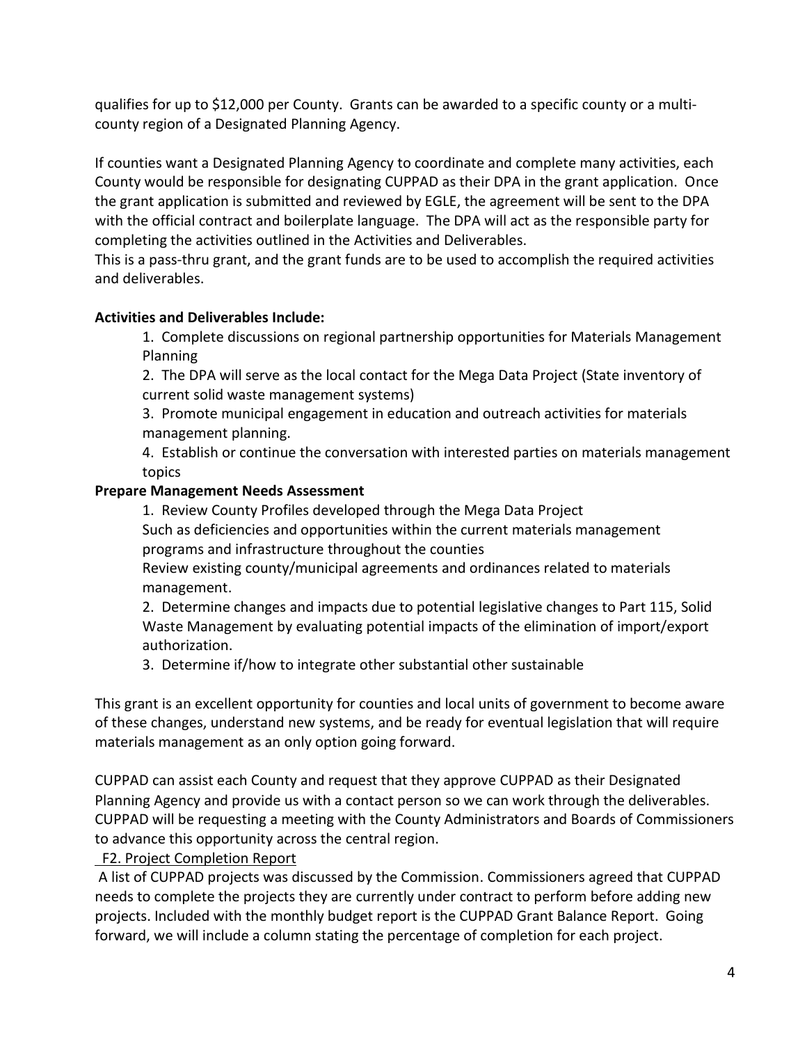qualifies for up to $12,000 per County. Grants can be awarded to a specific county or a multi-county region of a Designated Planning Agency.

If counties want a Designated Planning Agency to coordinate and complete many activities, each County would be responsible for designating CUPPAD as their DPA in the grant application. Once the grant application is submitted and reviewed by EGLE, the agreement will be sent to the DPA with the official contract and boilerplate language. The DPA will act as the responsible party for completing the activities outlined in the Activities and Deliverables.
This is a pass-thru grant, and the grant funds are to be used to accomplish the required activities and deliverables.

**Activities and Deliverables Include:**

1. Complete discussions on regional partnership opportunities for Materials Management Planning
2. The DPA will serve as the local contact for the Mega Data Project (State inventory of current solid waste management systems)
3. Promote municipal engagement in education and outreach activities for materials management planning.
4. Establish or continue the conversation with interested parties on materials management topics

**Prepare Management Needs Assessment**

1. Review County Profiles developed through the Mega Data Project
   Such as deficiencies and opportunities within the current materials management programs and infrastructure throughout the counties
   Review existing county/municipal agreements and ordinances related to materials management.
2. Determine changes and impacts due to potential legislative changes to Part 115, Solid Waste Management by evaluating potential impacts of the elimination of import/export authorization.
3. Determine if/how to integrate other substantial other sustainable

This grant is an excellent opportunity for counties and local units of government to become aware of these changes, understand new systems, and be ready for eventual legislation that will require materials management as an only option going forward.

CUPPAD can assist each County and request that they approve CUPPAD as their Designated Planning Agency and provide us with a contact person so we can work through the deliverables. CUPPAD will be requesting a meeting with the County Administrators and Boards of Commissioners to advance this opportunity across the central region.

F2. Project Completion Report

A list of CUPPAD projects was discussed by the Commission. Commissioners agreed that CUPPAD needs to complete the projects they are currently under contract to perform before adding new projects. Included with the monthly budget report is the CUPPAD Grant Balance Report. Going forward, we will include a column stating the percentage of completion for each project.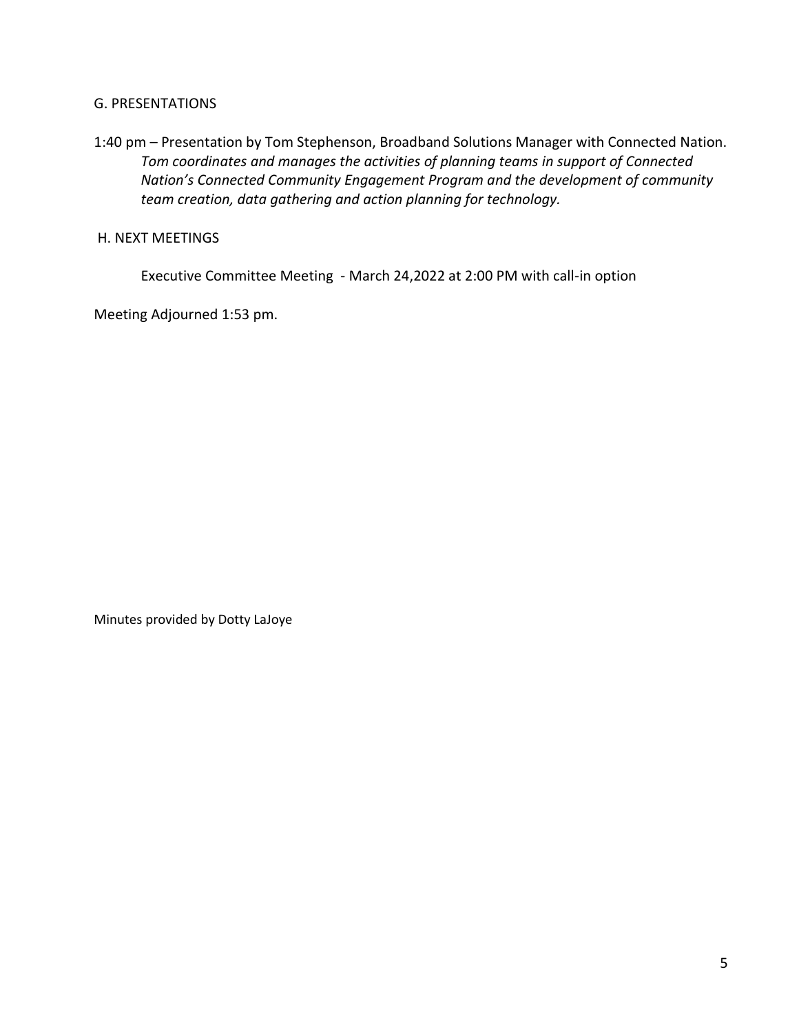## G. PRESENTATIONS

1:40 pm – Presentation by Tom Stephenson, Broadband Solutions Manager with Connected Nation.

*Tom coordinates and manages the activities of planning teams in support of Connected Nation's Connected Community Engagement Program and the development of community team creation, data gathering and action planning for technology.*

## H. NEXT MEETINGS

Executive Committee Meeting - March 24,2022 at 2:00 PM with call-in option

Meeting Adjourned 1:53 pm.

Minutes provided by Dotty LaJoye